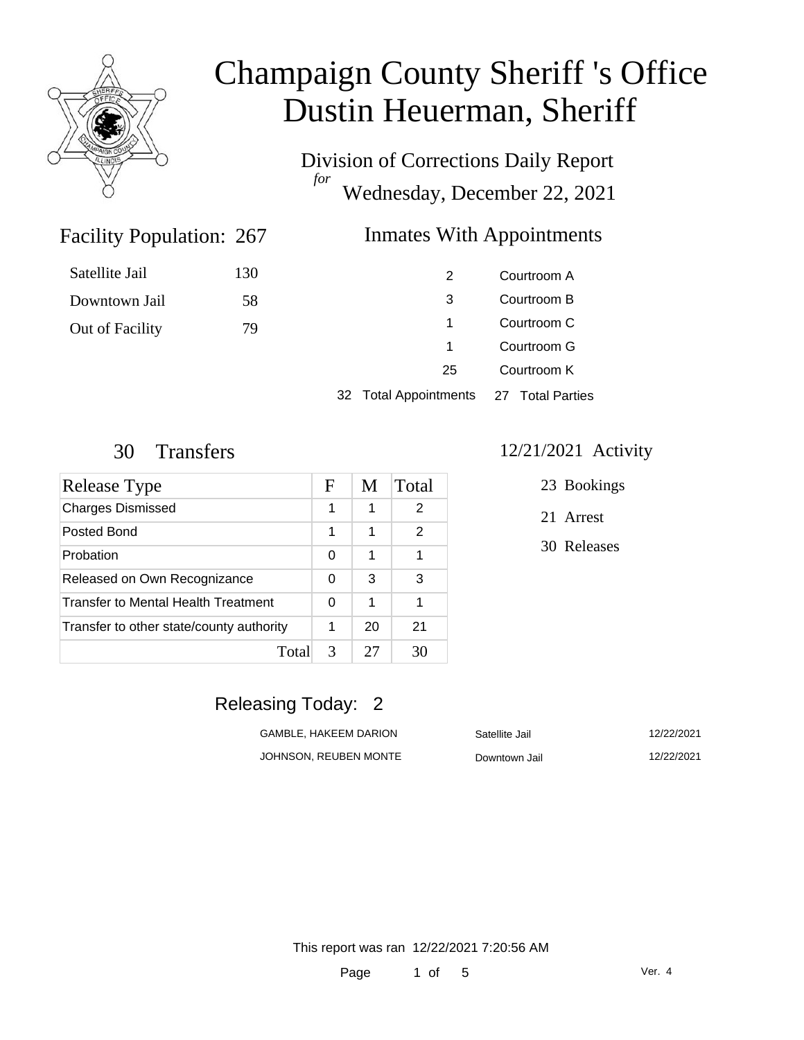# Champaign County Sheriff 's Office
# Dustin Heuerman, Sheriff

Division of Corrections Daily Report
*for*
Wednesday, December 22, 2021

## Facility Population: 267

| | |
|---|---|
| Satellite Jail | 130 |
| Downtown Jail | 58 |
| Out of Facility | 79 |

## Inmates With Appointments

| | |
|---|---|
| 2 | Courtroom A |
| 3 | Courtroom B |
| 1 | Courtroom C |
| 1 | Courtroom G |
| 25 | Courtroom K |
| 32 Total Appointments | 27 Total Parties |

## 30 Transfers

| Release Type | F | M | Total |
|---|---|---|---|
| Charges Dismissed | 1 | 1 | 2 |
| Posted Bond | 1 | 1 | 2 |
| Probation | 0 | 1 | 1 |
| Released on Own Recognizance | 0 | 3 | 3 |
| Transfer to Mental Health Treatment | 0 | 1 | 1 |
| Transfer to other state/county authority | 1 | 20 | 21 |
| Total | 3 | 27 | 30 |

## 12/21/2021 Activity

23 Bookings

21 Arrest

30 Releases

## Releasing Today: 2

| | | |
|---|---|---|
| GAMBLE, HAKEEM DARION | Satellite Jail | 12/22/2021 |
| JOHNSON, REUBEN MONTE | Downtown Jail | 12/22/2021 |

This report was ran 12/22/2021 7:20:56 AM

Ver. 4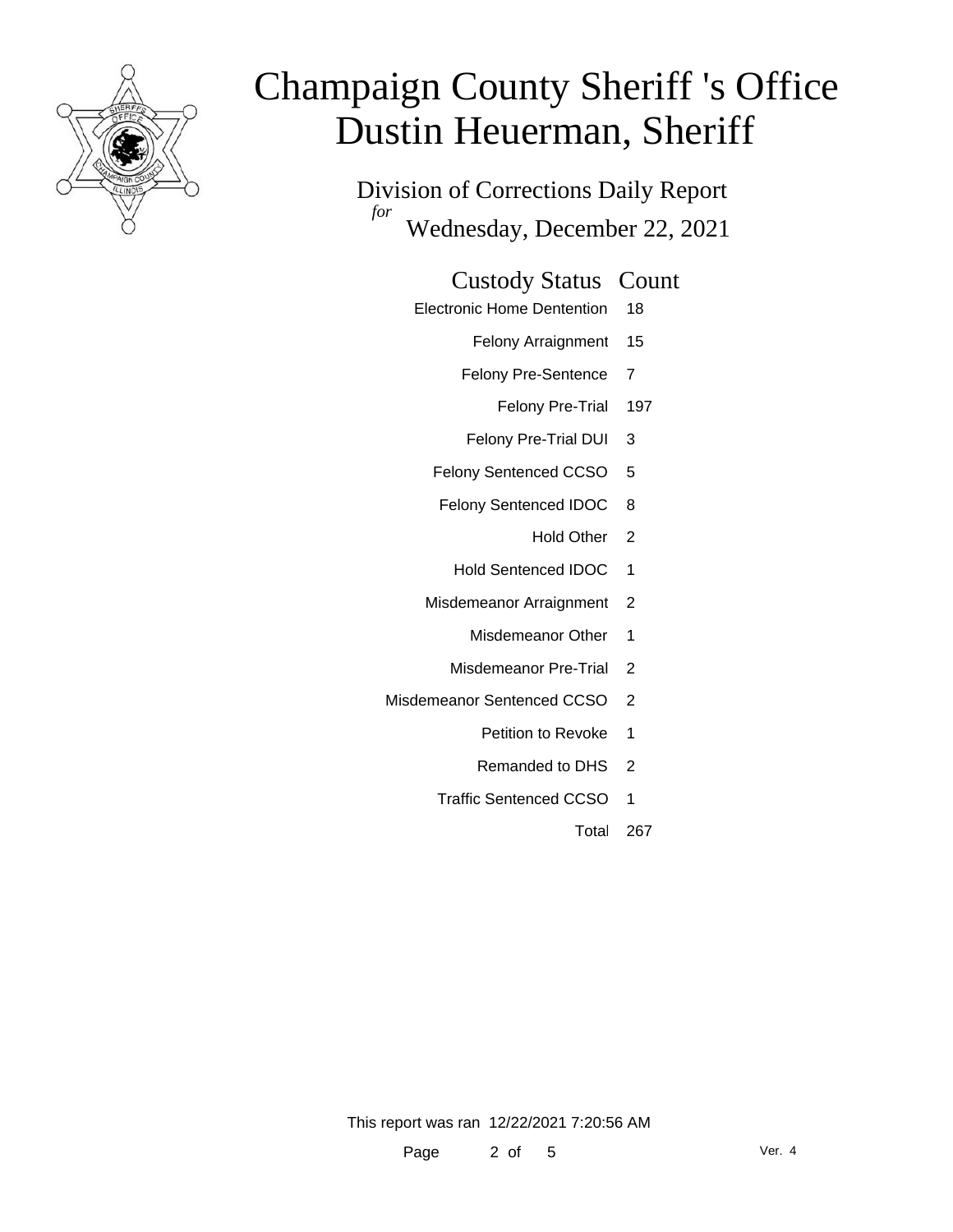# Champaign County Sheriff 's Office
# Dustin Heuerman, Sheriff

## Division of Corrections Daily Report

*for* Wednesday, December 22, 2021

| Custody Status | Count |
|---|---|
| Electronic Home Dentention | 18 |
| Felony Arraignment | 15 |
| Felony Pre-Sentence | 7 |
| Felony Pre-Trial | 197 |
| Felony Pre-Trial DUI | 3 |
| Felony Sentenced CCSO | 5 |
| Felony Sentenced IDOC | 8 |
| Hold Other | 2 |
| Hold Sentenced IDOC | 1 |
| Misdemeanor Arraignment | 2 |
| Misdemeanor Other | 1 |
| Misdemeanor Pre-Trial | 2 |
| Misdemeanor Sentenced CCSO | 2 |
| Petition to Revoke | 1 |
| Remanded to DHS | 2 |
| Traffic Sentenced CCSO | 1 |
| Total | 267 |

This report was ran 12/22/2021 7:20:56 AM

Ver. 4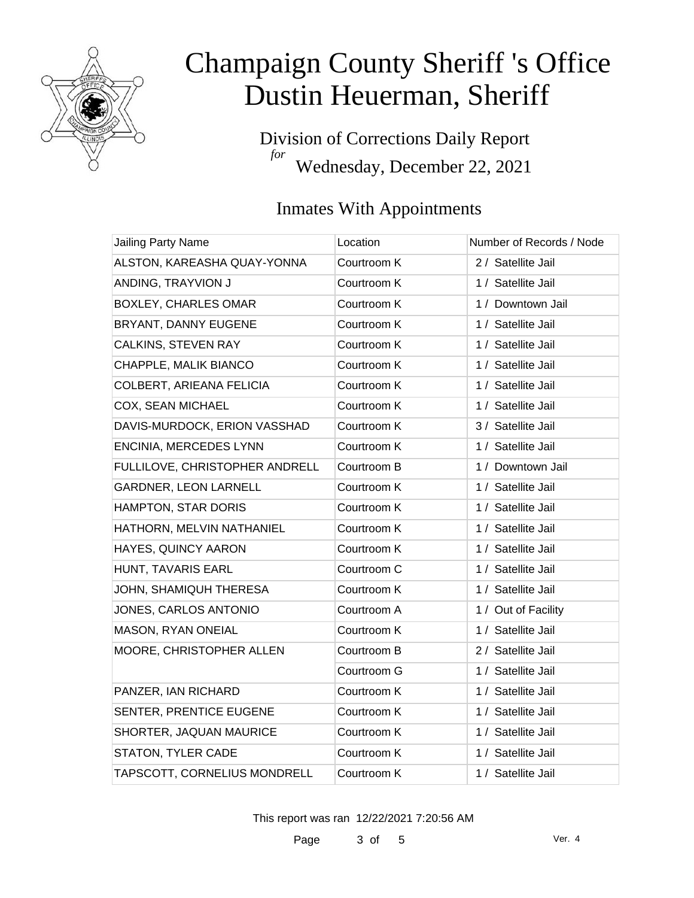# Champaign County Sheriff 's Office
# Dustin Heuerman, Sheriff

## Division of Corrections Daily Report *for* Wednesday, December 22, 2021

### Inmates With Appointments

| Jailing Party Name | Location | Number of Records / Node |
|---|---|---|
| ALSTON, KAREASHA QUAY-YONNA | Courtroom K | 2 / Satellite Jail |
| ANDING, TRAYVION J | Courtroom K | 1 / Satellite Jail |
| BOXLEY, CHARLES OMAR | Courtroom K | 1 / Downtown Jail |
| BRYANT, DANNY EUGENE | Courtroom K | 1 / Satellite Jail |
| CALKINS, STEVEN RAY | Courtroom K | 1 / Satellite Jail |
| CHAPPLE, MALIK BIANCO | Courtroom K | 1 / Satellite Jail |
| COLBERT, ARIEANA FELICIA | Courtroom K | 1 / Satellite Jail |
| COX, SEAN MICHAEL | Courtroom K | 1 / Satellite Jail |
| DAVIS-MURDOCK, ERION VASSHAD | Courtroom K | 3 / Satellite Jail |
| ENCINIA, MERCEDES LYNN | Courtroom K | 1 / Satellite Jail |
| FULLILOVE, CHRISTOPHER ANDRELL | Courtroom B | 1 / Downtown Jail |
| GARDNER, LEON LARNELL | Courtroom K | 1 / Satellite Jail |
| HAMPTON, STAR DORIS | Courtroom K | 1 / Satellite Jail |
| HATHORN, MELVIN NATHANIEL | Courtroom K | 1 / Satellite Jail |
| HAYES, QUINCY AARON | Courtroom K | 1 / Satellite Jail |
| HUNT, TAVARIS EARL | Courtroom C | 1 / Satellite Jail |
| JOHN, SHAMIQUH THERESA | Courtroom K | 1 / Satellite Jail |
| JONES, CARLOS ANTONIO | Courtroom A | 1 / Out of Facility |
| MASON, RYAN ONEIAL | Courtroom K | 1 / Satellite Jail |
| MOORE, CHRISTOPHER ALLEN | Courtroom B | 2 / Satellite Jail |
| | Courtroom G | 1 / Satellite Jail |
| PANZER, IAN RICHARD | Courtroom K | 1 / Satellite Jail |
| SENTER, PRENTICE EUGENE | Courtroom K | 1 / Satellite Jail |
| SHORTER, JAQUAN MAURICE | Courtroom K | 1 / Satellite Jail |
| STATON, TYLER CADE | Courtroom K | 1 / Satellite Jail |
| TAPSCOTT, CORNELIUS MONDRELL | Courtroom K | 1 / Satellite Jail |

This report was ran 12/22/2021 7:20:56 AM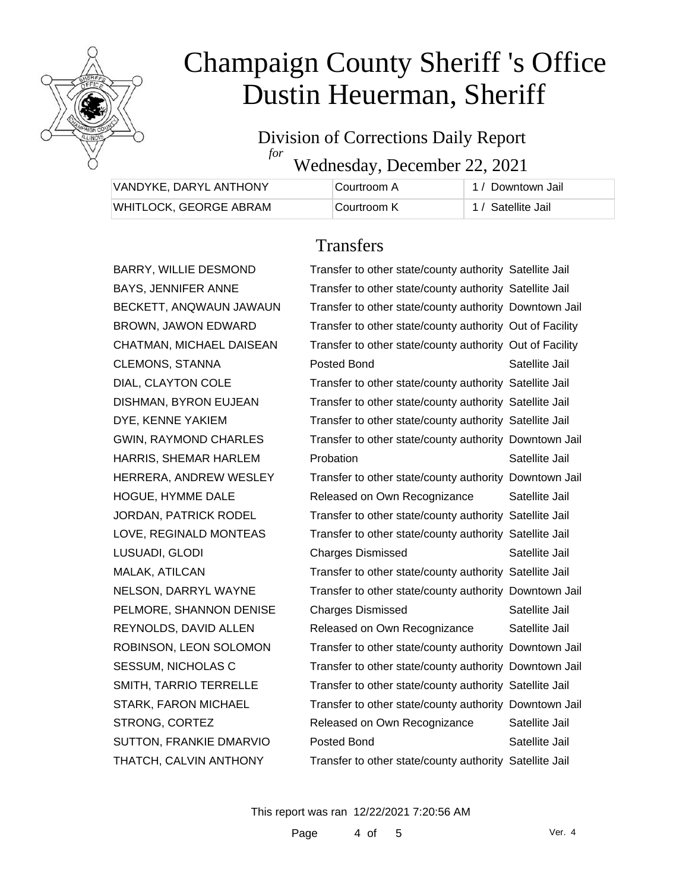# Champaign County Sheriff 's Office
# Dustin Heuerman, Sheriff

Division of Corrections Daily Report
*for*
Wednesday, December 22, 2021

| | | |
|---|---|---|
| VANDYKE, DARYL ANTHONY | Courtroom A | 1 / Downtown Jail |
| WHITLOCK, GEORGE ABRAM | Courtroom K | 1 / Satellite Jail |

## Transfers

| | | |
|---|---|---|
| BARRY, WILLIE DESMOND | Transfer to other state/county authority | Satellite Jail |
| BAYS, JENNIFER ANNE | Transfer to other state/county authority | Satellite Jail |
| BECKETT, ANQWAUN JAWAUN | Transfer to other state/county authority | Downtown Jail |
| BROWN, JAWON EDWARD | Transfer to other state/county authority | Out of Facility |
| CHATMAN, MICHAEL DAISEAN | Transfer to other state/county authority | Out of Facility |
| CLEMONS, STANNA | Posted Bond | Satellite Jail |
| DIAL, CLAYTON COLE | Transfer to other state/county authority | Satellite Jail |
| DISHMAN, BYRON EUJEAN | Transfer to other state/county authority | Satellite Jail |
| DYE, KENNE YAKIEM | Transfer to other state/county authority | Satellite Jail |
| GWIN, RAYMOND CHARLES | Transfer to other state/county authority | Downtown Jail |
| HARRIS, SHEMAR HARLEM | Probation | Satellite Jail |
| HERRERA, ANDREW WESLEY | Transfer to other state/county authority | Downtown Jail |
| HOGUE, HYMME DALE | Released on Own Recognizance | Satellite Jail |
| JORDAN, PATRICK RODEL | Transfer to other state/county authority | Satellite Jail |
| LOVE, REGINALD MONTEAS | Transfer to other state/county authority | Satellite Jail |
| LUSUADI, GLODI | Charges Dismissed | Satellite Jail |
| MALAK, ATILCAN | Transfer to other state/county authority | Satellite Jail |
| NELSON, DARRYL WAYNE | Transfer to other state/county authority | Downtown Jail |
| PELMORE, SHANNON DENISE | Charges Dismissed | Satellite Jail |
| REYNOLDS, DAVID ALLEN | Released on Own Recognizance | Satellite Jail |
| ROBINSON, LEON SOLOMON | Transfer to other state/county authority | Downtown Jail |
| SESSUM, NICHOLAS C | Transfer to other state/county authority | Downtown Jail |
| SMITH, TARRIO TERRELLE | Transfer to other state/county authority | Satellite Jail |
| STARK, FARON MICHAEL | Transfer to other state/county authority | Downtown Jail |
| STRONG, CORTEZ | Released on Own Recognizance | Satellite Jail |
| SUTTON, FRANKIE DMARVIO | Posted Bond | Satellite Jail |
| THATCH, CALVIN ANTHONY | Transfer to other state/county authority | Satellite Jail |

This report was ran 12/22/2021 7:20:56 AM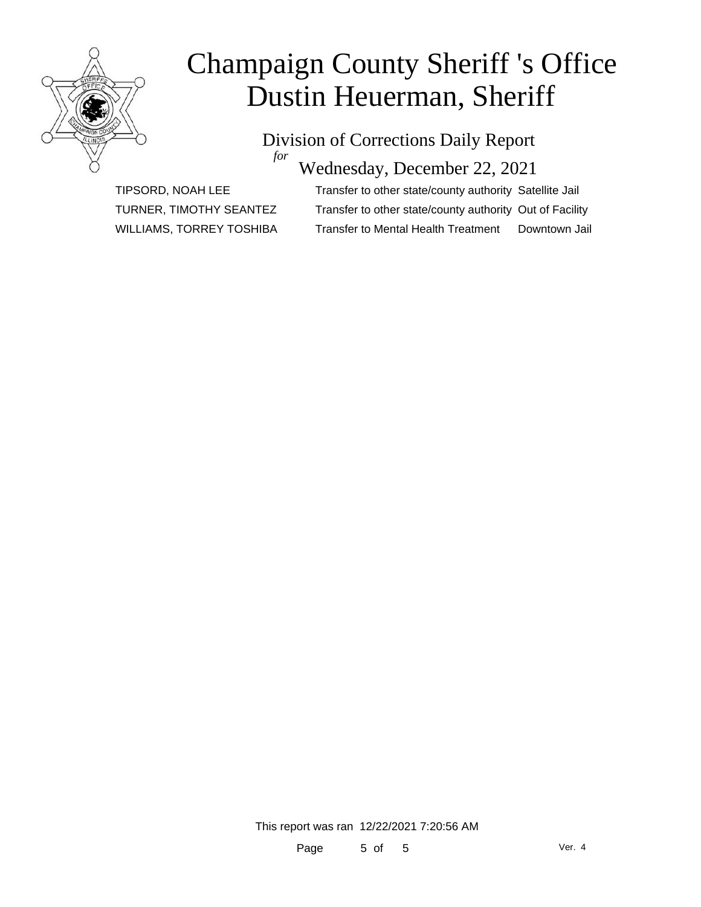# Champaign County Sheriff 's Office
# Dustin Heuerman, Sheriff

Division of Corrections Daily Report

*for*

Wednesday, December 22, 2021

| | | |
|---|---|---|
| TIPSORD, NOAH LEE | Transfer to other state/county authority | Satellite Jail |
| TURNER, TIMOTHY SEANTEZ | Transfer to other state/county authority | Out of Facility |
| WILLIAMS, TORREY TOSHIBA | Transfer to Mental Health Treatment | Downtown Jail |

This report was ran 12/22/2021 7:20:56 AM

Ver. 4